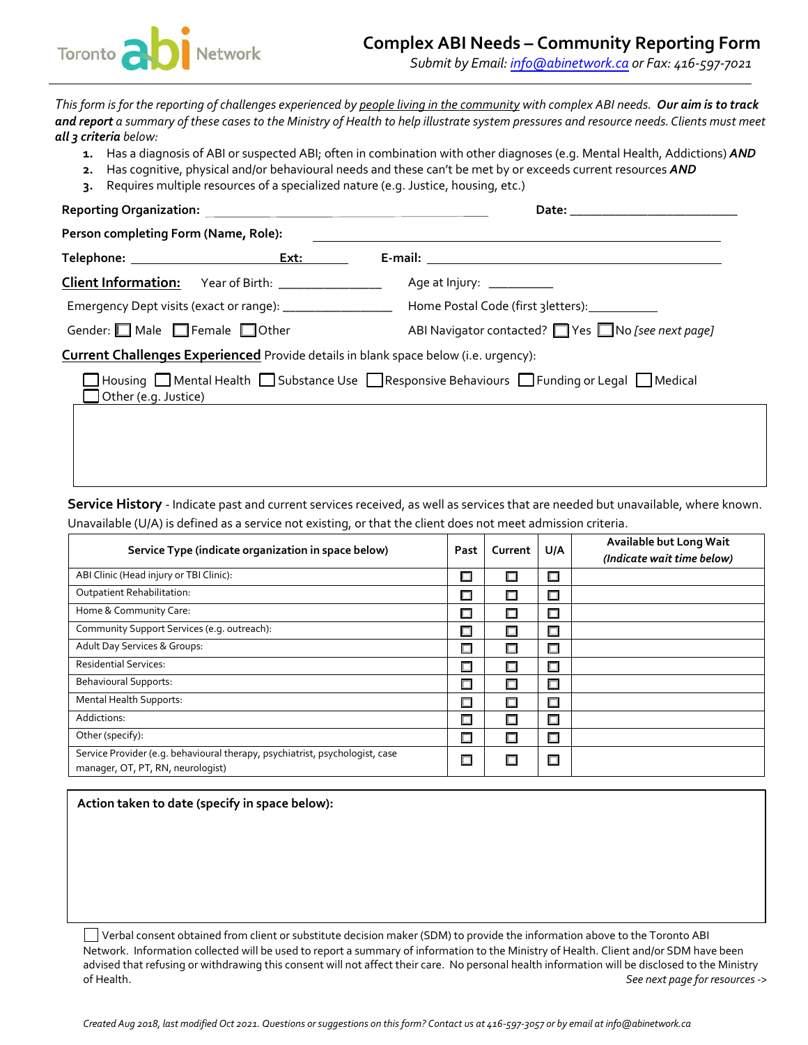Toronto abi Network

# Complex ABI Needs – Community Reporting Form

*Submit by Email: info@abinetwork.ca or Fax: 416-597-7021*

*This form is for the reporting of challenges experienced by people living in the community with complex ABI needs.* ***Our aim is to track and report*** *a summary of these cases to the Ministry of Health to help illustrate system pressures and resource needs. Clients must meet* ***all 3 criteria*** *below:*

1. Has a diagnosis of ABI or suspected ABI; often in combination with other diagnoses (e.g. Mental Health, Addictions) ***AND***
2. Has cognitive, physical and/or behavioural needs and these can't be met by or exceeds current resources ***AND***
3. Requires multiple resources of a specialized nature (e.g. Justice, housing, etc.)

**Reporting Organization:** ______________________ **Date:** ______________________

**Person completing Form (Name, Role):** ______________________

**Telephone:** ______________ **Ext:** ________ **E-mail:** ______________________

**Client Information:** Year of Birth: ______________ Age at Injury: __________

Emergency Dept visits (exact or range): ______________ Home Postal Code (first 3letters):__________

Gender: ☐ Male ☐ Female ☐ Other ABI Navigator contacted? ☐ Yes ☐ No *[see next page]*

**Current Challenges Experienced** Provide details in blank space below (i.e. urgency):

☐ Housing ☐ Mental Health ☐ Substance Use ☐ Responsive Behaviours ☐ Funding or Legal ☐ Medical ☐ Other (e.g. Justice)

**Service History** - Indicate past and current services received, as well as services that are needed but unavailable, where known. Unavailable (U/A) is defined as a service not existing, or that the client does not meet admission criteria.

| Service Type (indicate organization in space below) | Past | Current | U/A | Available but Long Wait *(Indicate wait time below)* |
|---|---|---|---|---|
| ABI Clinic (Head injury or TBI Clinic): | ☐ | ☐ | ☐ | |
| Outpatient Rehabilitation: | ☐ | ☐ | ☐ | |
| Home & Community Care: | ☐ | ☐ | ☐ | |
| Community Support Services (e.g. outreach): | ☐ | ☐ | ☐ | |
| Adult Day Services & Groups: | ☐ | ☐ | ☐ | |
| Residential Services: | ☐ | ☐ | ☐ | |
| Behavioural Supports: | ☐ | ☐ | ☐ | |
| Mental Health Supports: | ☐ | ☐ | ☐ | |
| Addictions: | ☐ | ☐ | ☐ | |
| Other (specify): | ☐ | ☐ | ☐ | |
| Service Provider (e.g. behavioural therapy, psychiatrist, psychologist, case manager, OT, PT, RN, neurologist) | ☐ | ☐ | ☐ | |

**Action taken to date (specify in space below):**

☐ Verbal consent obtained from client or substitute decision maker (SDM) to provide the information above to the Toronto ABI Network. Information collected will be used to report a summary of information to the Ministry of Health. Client and/or SDM have been advised that refusing or withdrawing this consent will not affect their care. No personal health information will be disclosed to the Ministry of Health.

*See next page for resources ->*

*Created Aug 2018, last modified Oct 2021. Questions or suggestions on this form? Contact us at 416-597-3057 or by email at info@abinetwork.ca*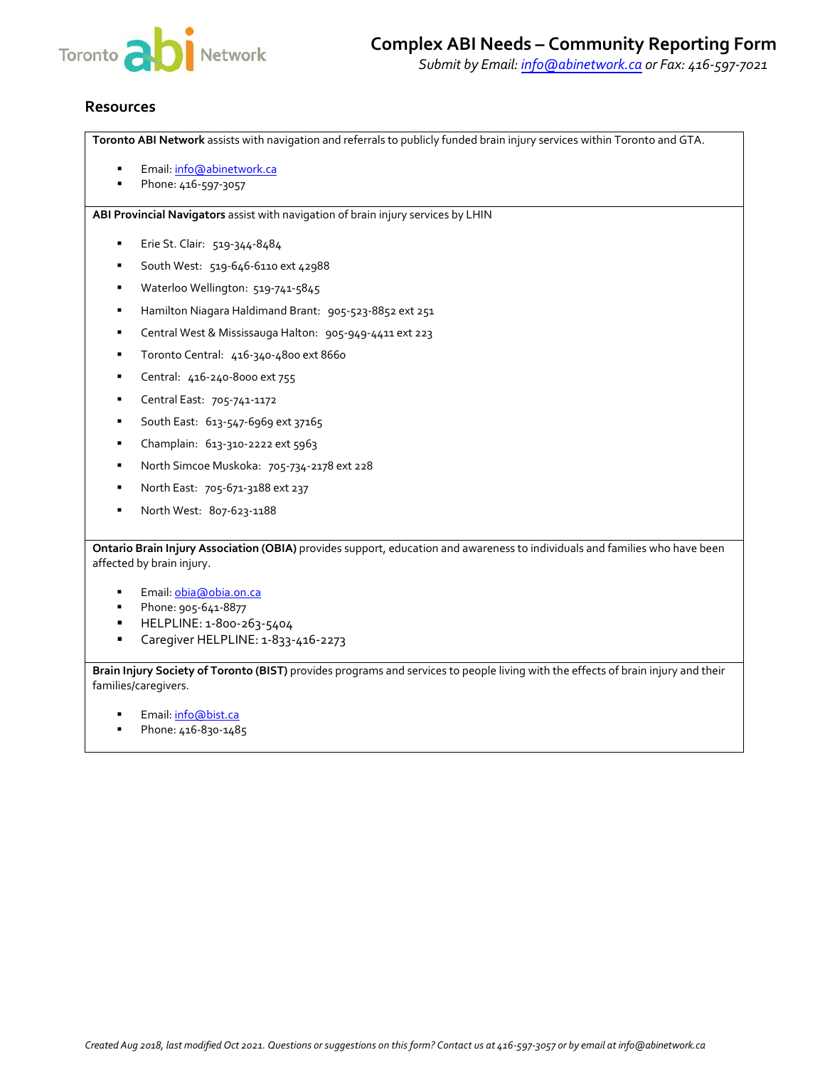# Complex ABI Needs – Community Reporting Form

*Submit by Email: info@abinetwork.ca or Fax: 416-597-7021*

## Resources

**Toronto ABI Network** assists with navigation and referrals to publicly funded brain injury services within Toronto and GTA.

- Email: info@abinetwork.ca
- Phone: 416-597-3057

**ABI Provincial Navigators** assist with navigation of brain injury services by LHIN

- Erie St. Clair: 519-344-8484
- South West: 519-646-6110 ext 42988
- Waterloo Wellington: 519-741-5845
- Hamilton Niagara Haldimand Brant: 905-523-8852 ext 251
- Central West & Mississauga Halton: 905-949-4411 ext 223
- Toronto Central: 416-340-4800 ext 8660
- Central: 416-240-8000 ext 755
- Central East: 705-741-1172
- South East: 613-547-6969 ext 37165
- Champlain: 613-310-2222 ext 5963
- North Simcoe Muskoka: 705-734-2178 ext 228
- North East: 705-671-3188 ext 237
- North West: 807-623-1188

**Ontario Brain Injury Association (OBIA)** provides support, education and awareness to individuals and families who have been affected by brain injury.

- Email: obia@obia.on.ca
- Phone: 905-641-8877
- HELPLINE: 1-800-263-5404
- Caregiver HELPLINE: 1-833-416-2273

**Brain Injury Society of Toronto (BIST)** provides programs and services to people living with the effects of brain injury and their families/caregivers.

- Email: info@bist.ca
- Phone: 416-830-1485

*Created Aug 2018, last modified Oct 2021. Questions or suggestions on this form? Contact us at 416-597-3057 or by email at info@abinetwork.ca*